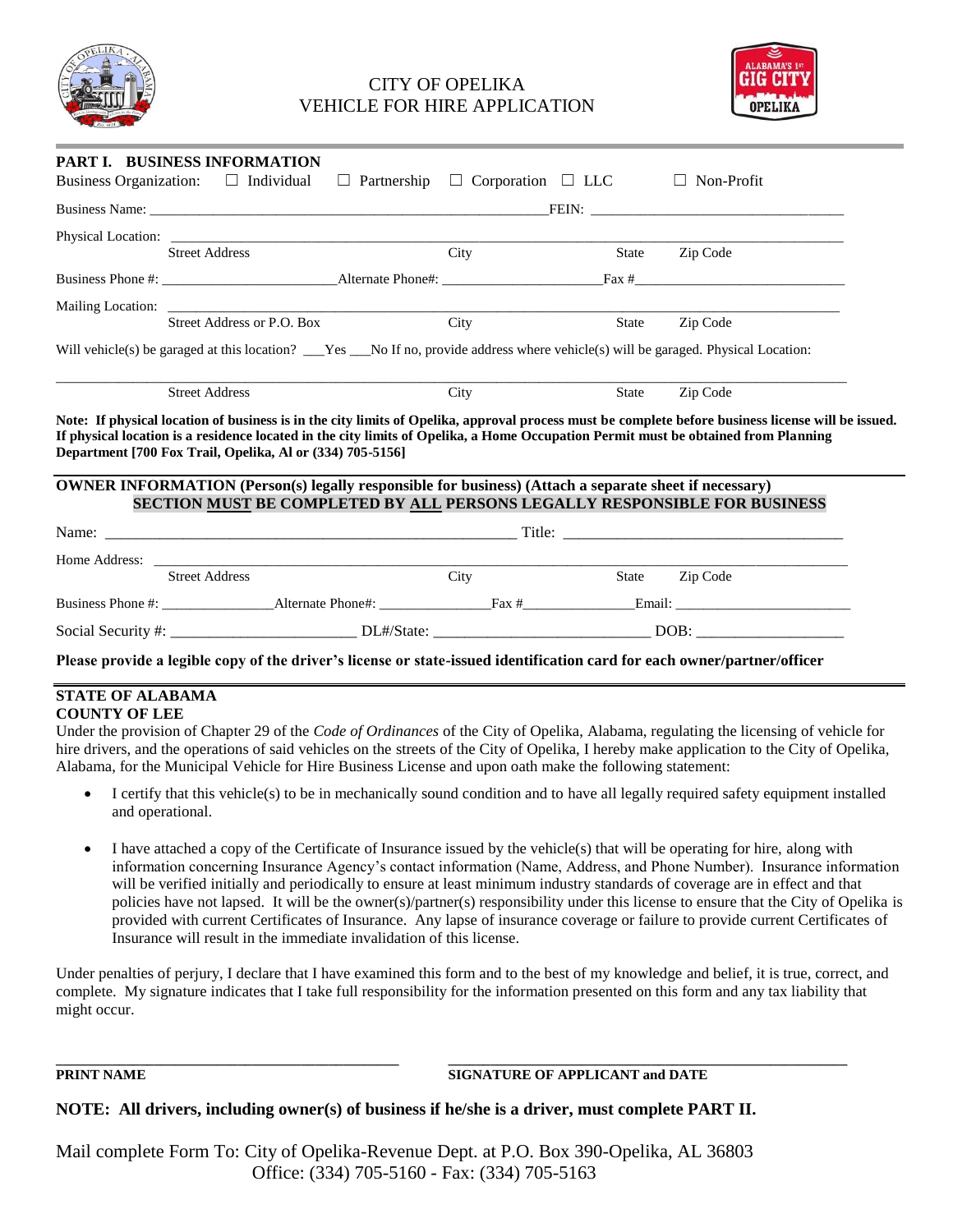# CITY OF OPELIKA
# VEHICLE FOR HIRE APPLICATION

## PART I. BUSINESS INFORMATION

Business Organization: ☐ Individual ☐ Partnership ☐ Corporation ☐ LLC ☐ Non-Profit

Business Name: ______________________________ FEIN: ______________________________

Physical Location: ____________________________________________________________
Street Address City State Zip Code

Business Phone #: ______________ Alternate Phone#: ______________ Fax # ______________

Mailing Location: ____________________________________________________________
Street Address or P.O. Box City State Zip Code

Will vehicle(s) be garaged at this location? ___Yes ___No If no, provide address where vehicle(s) will be garaged. Physical Location:

____________________________________________________________
Street Address City State Zip Code

**Note: If physical location of business is in the city limits of Opelika, approval process must be complete before business license will be issued. If physical location is a residence located in the city limits of Opelika, a Home Occupation Permit must be obtained from Planning Department [700 Fox Trail, Opelika, Al or (334) 705-5156]**

## OWNER INFORMATION (Person(s) legally responsible for business) (Attach a separate sheet if necessary)

**SECTION MUST BE COMPLETED BY ALL PERSONS LEGALLY RESPONSIBLE FOR BUSINESS**

Name: ______________________________ Title: ______________________________

Home Address: ____________________________________________________________
Street Address City State Zip Code

Business Phone #: ______________ Alternate Phone#: ______________ Fax # ______________ Email: ______________

Social Security #: ______________ DL#/State: ______________ DOB: ______________

**Please provide a legible copy of the driver's license or state-issued identification card for each owner/partner/officer**

**STATE OF ALABAMA**
**COUNTY OF LEE**

Under the provision of Chapter 29 of the *Code of Ordinances* of the City of Opelika, Alabama, regulating the licensing of vehicle for hire drivers, and the operations of said vehicles on the streets of the City of Opelika, I hereby make application to the City of Opelika, Alabama, for the Municipal Vehicle for Hire Business License and upon oath make the following statement:

- I certify that this vehicle(s) to be in mechanically sound condition and to have all legally required safety equipment installed and operational.
- I have attached a copy of the Certificate of Insurance issued by the vehicle(s) that will be operating for hire, along with information concerning Insurance Agency's contact information (Name, Address, and Phone Number). Insurance information will be verified initially and periodically to ensure at least minimum industry standards of coverage are in effect and that policies have not lapsed. It will be the owner(s)/partner(s) responsibility under this license to ensure that the City of Opelika is provided with current Certificates of Insurance. Any lapse of insurance coverage or failure to provide current Certificates of Insurance will result in the immediate invalidation of this license.

Under penalties of perjury, I declare that I have examined this form and to the best of my knowledge and belief, it is true, correct, and complete. My signature indicates that I take full responsibility for the information presented on this form and any tax liability that might occur.

______________________________ ______________________________
**PRINT NAME** **SIGNATURE OF APPLICANT and DATE**

**NOTE: All drivers, including owner(s) of business if he/she is a driver, must complete PART II.**

Mail complete Form To: City of Opelika-Revenue Dept. at P.O. Box 390-Opelika, AL 36803
Office: (334) 705-5160 - Fax: (334) 705-5163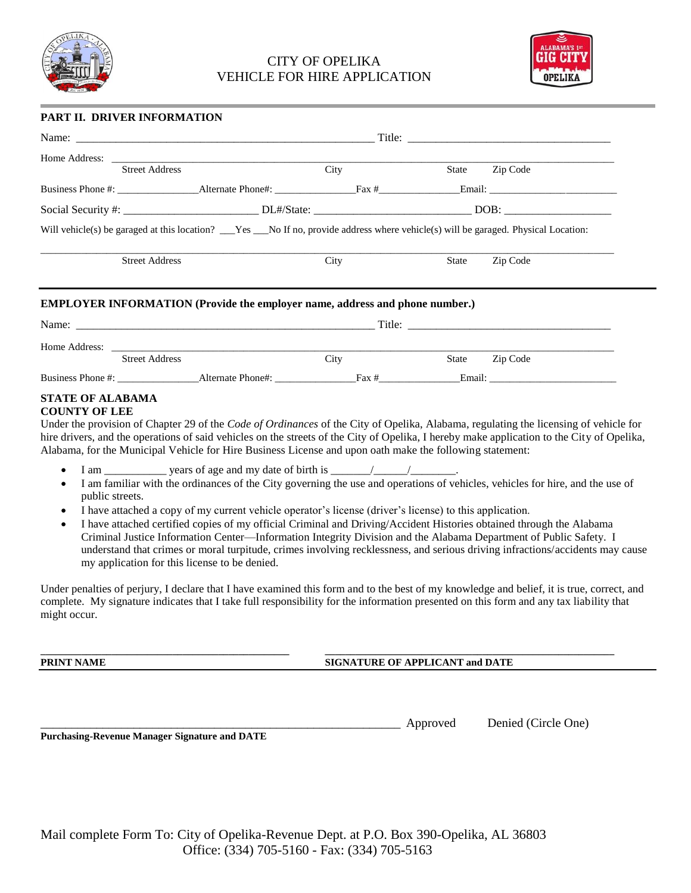# CITY OF OPELIKA
# VEHICLE FOR HIRE APPLICATION

## PART II. DRIVER INFORMATION

Name: ______________________________________________ Title: ________________________________

Home Address: ______________________________________________________________________________
Street Address City State Zip Code

Business Phone #: _______________ Alternate Phone#: _______________ Fax # _______________ Email: ________________________

Social Security #: ______________________ DL#/State: ___________________________ DOB: __________________

Will vehicle(s) be garaged at this location? ___Yes ___No If no, provide address where vehicle(s) will be garaged. Physical Location:

______________________________________________________________________________
Street Address City State Zip Code

## EMPLOYER INFORMATION (Provide the employer name, address and phone number.)

Name: ______________________________________________ Title: ________________________________

Home Address: ______________________________________________________________________________
Street Address City State Zip Code

Business Phone #: _______________ Alternate Phone#: _______________ Fax # _______________ Email: ________________________

**STATE OF ALABAMA**
**COUNTY OF LEE**

Under the provision of Chapter 29 of the *Code of Ordinances* of the City of Opelika, Alabama, regulating the licensing of vehicle for hire drivers, and the operations of said vehicles on the streets of the City of Opelika, I hereby make application to the City of Opelika, Alabama, for the Municipal Vehicle for Hire Business License and upon oath make the following statement:

- I am __________ years of age and my date of birth is _______/______/________.
- I am familiar with the ordinances of the City governing the use and operations of vehicles, vehicles for hire, and the use of public streets.
- I have attached a copy of my current vehicle operator's license (driver's license) to this application.
- I have attached certified copies of my official Criminal and Driving/Accident Histories obtained through the Alabama Criminal Justice Information Center—Information Integrity Division and the Alabama Department of Public Safety. I understand that crimes or moral turpitude, crimes involving recklessness, and serious driving infractions/accidents may cause my application for this license to be denied.

Under penalties of perjury, I declare that I have examined this form and to the best of my knowledge and belief, it is true, correct, and complete. My signature indicates that I take full responsibility for the information presented on this form and any tax liability that might occur.

______________________________________ ______________________________________
**PRINT NAME** **SIGNATURE OF APPLICANT and DATE**

_______________________________________________________ Approved Denied (Circle One)
**Purchasing-Revenue Manager Signature and DATE**

Mail complete Form To: City of Opelika-Revenue Dept. at P.O. Box 390-Opelika, AL 36803
Office: (334) 705-5160 - Fax: (334) 705-5163